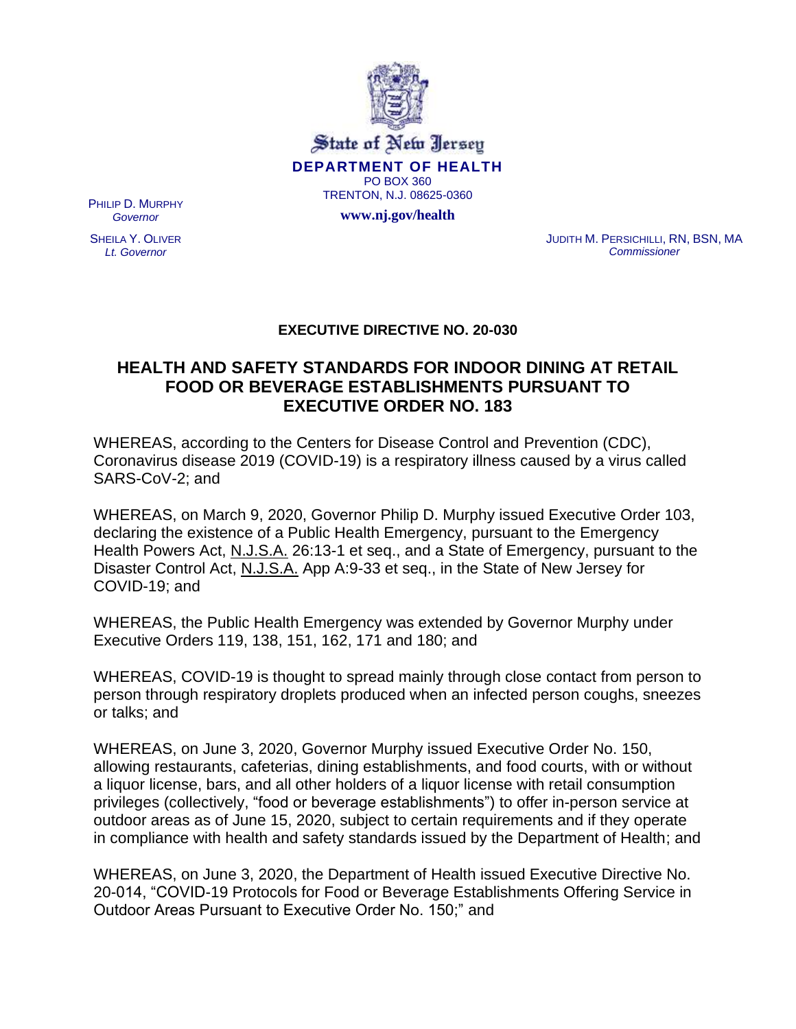State of New Jersey

**DEPARTMENT OF HEALTH**

PO BOX 360

TRENTON, N.J. 08625-0360

**www.nj.gov/health**

PHILIP D. MURPHY
*Governor*

SHEILA Y. OLIVER
*Lt. Governor*

JUDITH M. PERSICHILLI, RN, BSN, MA
*Commissioner*

**EXECUTIVE DIRECTIVE NO. 20-030**

## HEALTH AND SAFETY STANDARDS FOR INDOOR DINING AT RETAIL FOOD OR BEVERAGE ESTABLISHMENTS PURSUANT TO EXECUTIVE ORDER NO. 183

WHEREAS, according to the Centers for Disease Control and Prevention (CDC), Coronavirus disease 2019 (COVID-19) is a respiratory illness caused by a virus called SARS-CoV-2; and

WHEREAS, on March 9, 2020, Governor Philip D. Murphy issued Executive Order 103, declaring the existence of a Public Health Emergency, pursuant to the Emergency Health Powers Act, N.J.S.A. 26:13-1 et seq., and a State of Emergency, pursuant to the Disaster Control Act, N.J.S.A. App A:9-33 et seq., in the State of New Jersey for COVID-19; and

WHEREAS, the Public Health Emergency was extended by Governor Murphy under Executive Orders 119, 138, 151, 162, 171 and 180; and

WHEREAS, COVID-19 is thought to spread mainly through close contact from person to person through respiratory droplets produced when an infected person coughs, sneezes or talks; and

WHEREAS, on June 3, 2020, Governor Murphy issued Executive Order No. 150, allowing restaurants, cafeterias, dining establishments, and food courts, with or without a liquor license, bars, and all other holders of a liquor license with retail consumption privileges (collectively, "food or beverage establishments") to offer in-person service at outdoor areas as of June 15, 2020, subject to certain requirements and if they operate in compliance with health and safety standards issued by the Department of Health; and

WHEREAS, on June 3, 2020, the Department of Health issued Executive Directive No. 20-014, "COVID-19 Protocols for Food or Beverage Establishments Offering Service in Outdoor Areas Pursuant to Executive Order No. 150;" and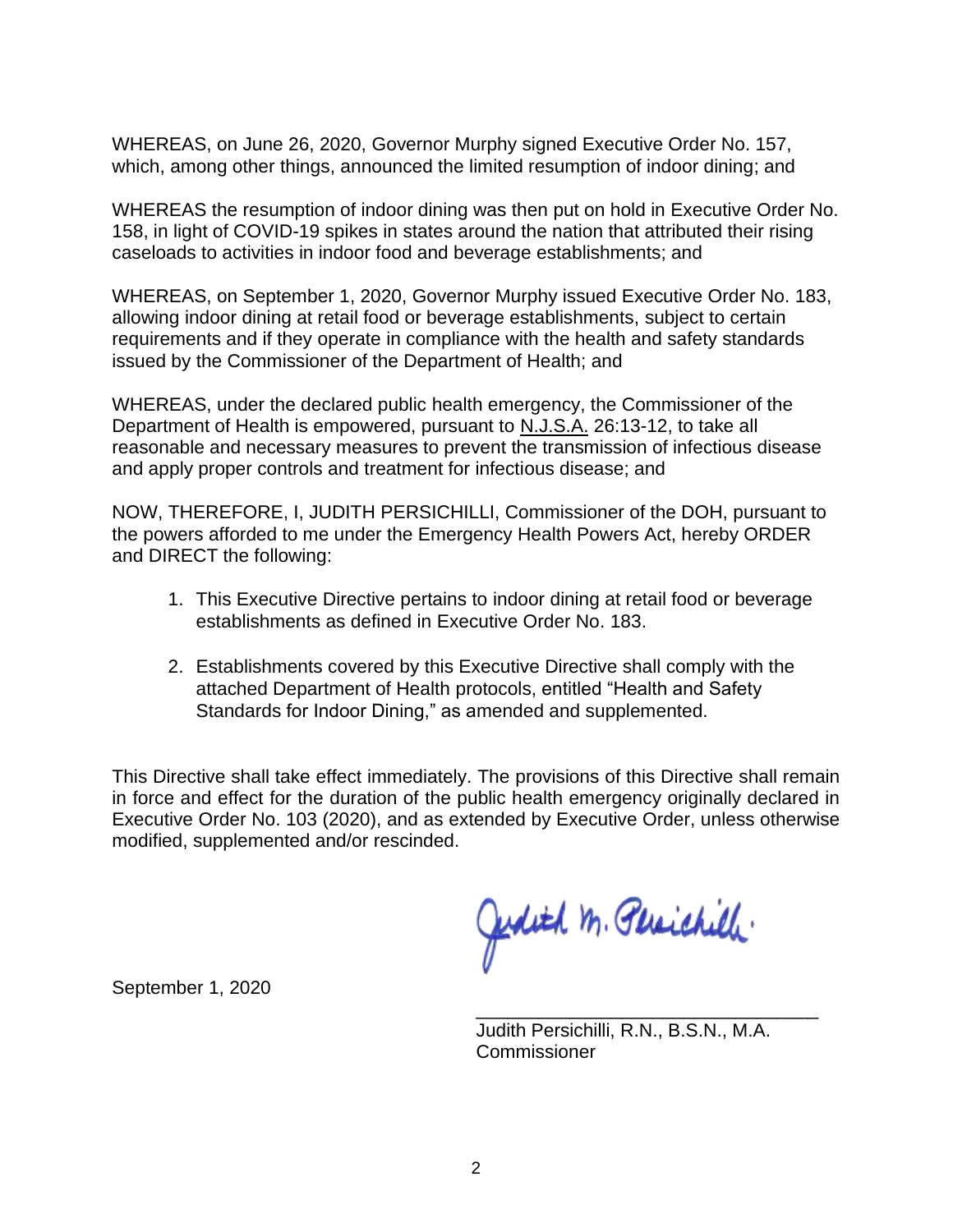WHEREAS, on June 26, 2020, Governor Murphy signed Executive Order No. 157, which, among other things, announced the limited resumption of indoor dining; and

WHEREAS the resumption of indoor dining was then put on hold in Executive Order No. 158, in light of COVID-19 spikes in states around the nation that attributed their rising caseloads to activities in indoor food and beverage establishments; and

WHEREAS, on September 1, 2020, Governor Murphy issued Executive Order No. 183, allowing indoor dining at retail food or beverage establishments, subject to certain requirements and if they operate in compliance with the health and safety standards issued by the Commissioner of the Department of Health; and

WHEREAS, under the declared public health emergency, the Commissioner of the Department of Health is empowered, pursuant to N.J.S.A. 26:13-12, to take all reasonable and necessary measures to prevent the transmission of infectious disease and apply proper controls and treatment for infectious disease; and

NOW, THEREFORE, I, JUDITH PERSICHILLI, Commissioner of the DOH, pursuant to the powers afforded to me under the Emergency Health Powers Act, hereby ORDER and DIRECT the following:

1. This Executive Directive pertains to indoor dining at retail food or beverage establishments as defined in Executive Order No. 183.
2. Establishments covered by this Executive Directive shall comply with the attached Department of Health protocols, entitled "Health and Safety Standards for Indoor Dining," as amended and supplemented.

This Directive shall take effect immediately. The provisions of this Directive shall remain in force and effect for the duration of the public health emergency originally declared in Executive Order No. 103 (2020), and as extended by Executive Order, unless otherwise modified, supplemented and/or rescinded.

Judith M. Persichilli

September 1, 2020

_______________________________
Judith Persichilli, R.N., B.S.N., M.A.
Commissioner